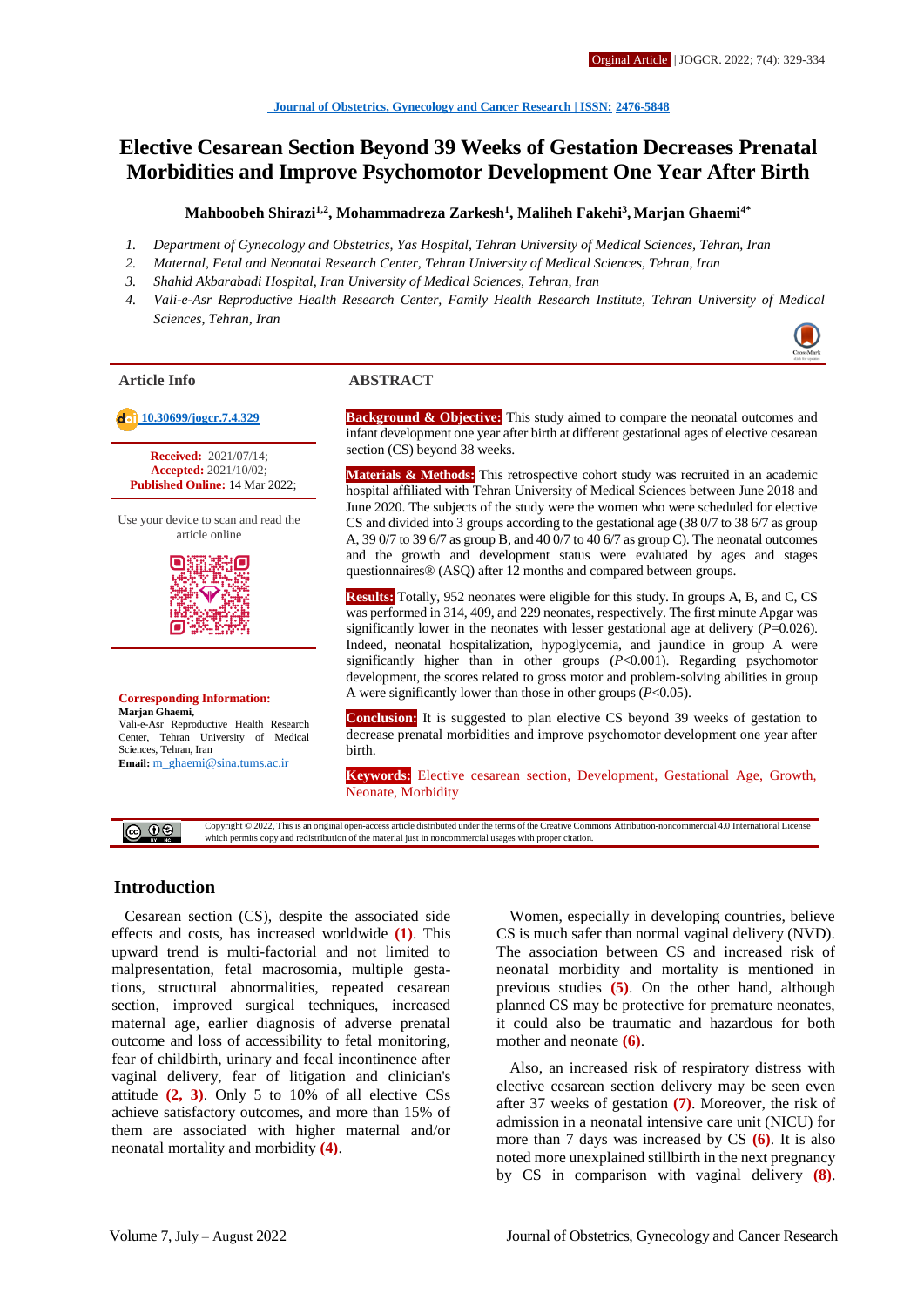# Elective Cesarean Section Beyond 39 Weeks of Gestation Decreases Prenatal Morbidities and Improve Psychomotor Development One Year After Birth

**Mahboobeh Shirazi[1,2], Mohammadreza Zarkesh[1], Maliheh Fakehi[3], Marjan Ghaemi[4*]**

1. *Department of Gynecology and Obstetrics, Yas Hospital, Tehran University of Medical Sciences, Tehran, Iran*
2. *Maternal, Fetal and Neonatal Research Center, Tehran University of Medical Sciences, Tehran, Iran*
3. *Shahid Akbarabadi Hospital, Iran University of Medical Sciences, Tehran, Iran*
4. *Vali-e-Asr Reproductive Health Research Center, Family Health Research Institute, Tehran University of Medical Sciences, Tehran, Iran*

## Article Info

doi: 10.30699/jogcr.7.4.329

**Received:** 2021/07/14;
**Accepted:** 2021/10/02;
**Published Online:** 14 Mar 2022;

Use your device to scan and read the article online

**Corresponding Information:**
**Marjan Ghaemi,**
Vali-e-Asr Reproductive Health Research Center, Tehran University of Medical Sciences, Tehran, Iran
**Email:** m_ghaemi@sina.tums.ac.ir

## ABSTRACT

**Background & Objective:** This study aimed to compare the neonatal outcomes and infant development one year after birth at different gestational ages of elective cesarean section (CS) beyond 38 weeks.

**Materials & Methods:** This retrospective cohort study was recruited in an academic hospital affiliated with Tehran University of Medical Sciences between June 2018 and June 2020. The subjects of the study were the women who were scheduled for elective CS and divided into 3 groups according to the gestational age (38 0/7 to 38 6/7 as group A, 39 0/7 to 39 6/7 as group B, and 40 0/7 to 40 6/7 as group C). The neonatal outcomes and the growth and development status were evaluated by ages and stages questionnaires® (ASQ) after 12 months and compared between groups.

**Results:** Totally, 952 neonates were eligible for this study. In groups A, B, and C, CS was performed in 314, 409, and 229 neonates, respectively. The first minute Apgar was significantly lower in the neonates with lesser gestational age at delivery ($P$=0.026). Indeed, neonatal hospitalization, hypoglycemia, and jaundice in group A were significantly higher than in other groups ($P$<0.001). Regarding psychomotor development, the scores related to gross motor and problem-solving abilities in group A were significantly lower than those in other groups ($P$<0.05).

**Conclusion:** It is suggested to plan elective CS beyond 39 weeks of gestation to decrease prenatal morbidities and improve psychomotor development one year after birth.

**Keywords:** Elective cesarean section, Development, Gestational Age, Growth, Neonate, Morbidity

Copyright © 2022, This is an original open-access article distributed under the terms of the Creative Commons Attribution-noncommercial 4.0 International License which permits copy and redistribution of the material just in noncommercial usages with proper citation.

## Introduction

Cesarean section (CS), despite the associated side effects and costs, has increased worldwide **(1)**. This upward trend is multi-factorial and not limited to malpresentation, fetal macrosomia, multiple gestations, structural abnormalities, repeated cesarean section, improved surgical techniques, increased maternal age, earlier diagnosis of adverse prenatal outcome and loss of accessibility to fetal monitoring, fear of childbirth, urinary and fecal incontinence after vaginal delivery, fear of litigation and clinician's attitude **(2, 3)**. Only 5 to 10% of all elective CSs achieve satisfactory outcomes, and more than 15% of them are associated with higher maternal and/or neonatal mortality and morbidity **(4)**.

Women, especially in developing countries, believe CS is much safer than normal vaginal delivery (NVD). The association between CS and increased risk of neonatal morbidity and mortality is mentioned in previous studies **(5)**. On the other hand, although planned CS may be protective for premature neonates, it could also be traumatic and hazardous for both mother and neonate **(6)**.

Also, an increased risk of respiratory distress with elective cesarean section delivery may be seen even after 37 weeks of gestation **(7)**. Moreover, the risk of admission in a neonatal intensive care unit (NICU) for more than 7 days was increased by CS **(6)**. It is also noted more unexplained stillbirth in the next pregnancy by CS in comparison with vaginal delivery **(8)**.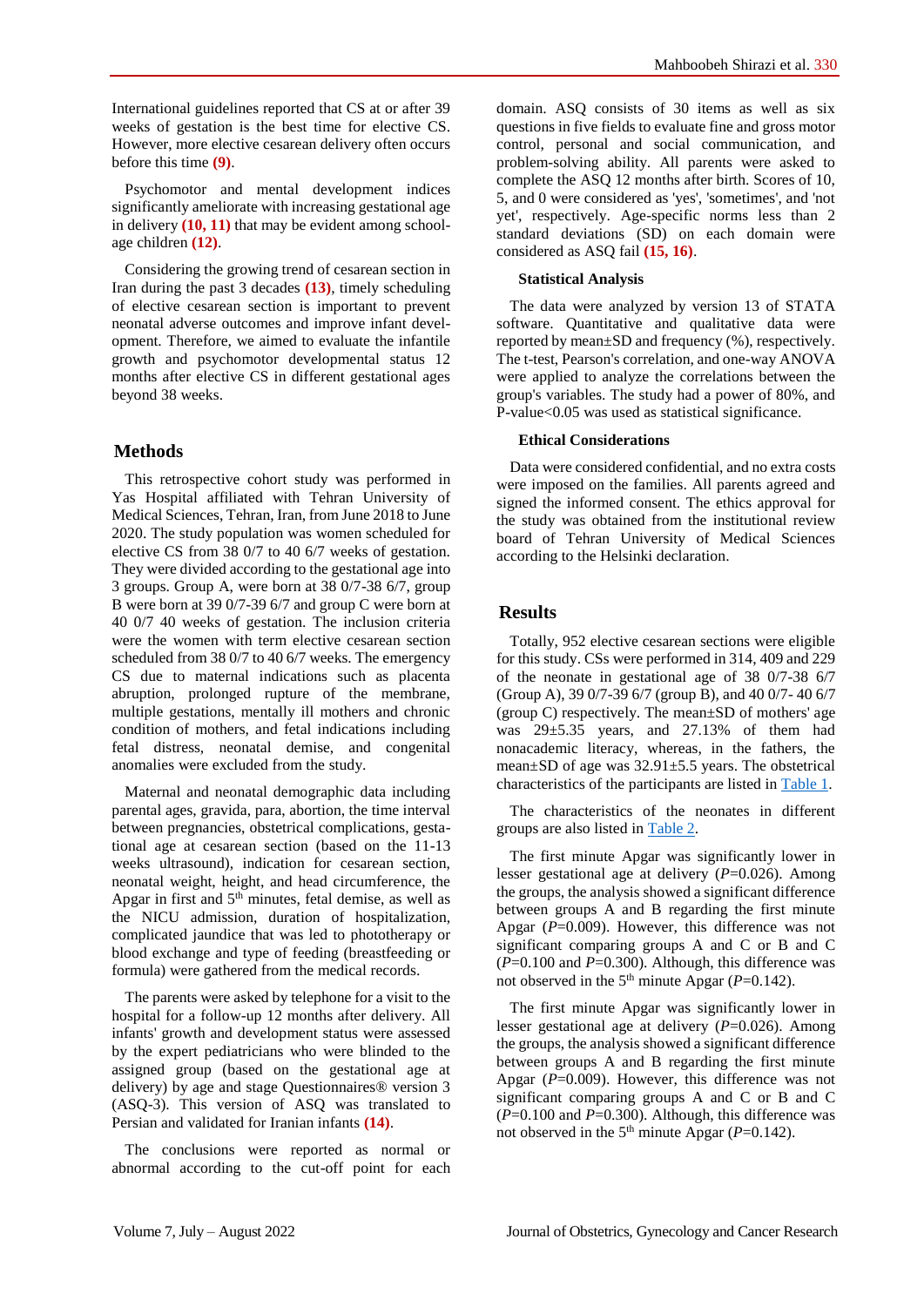International guidelines reported that CS at or after 39 weeks of gestation is the best time for elective CS. However, more elective cesarean delivery often occurs before this time **(9)**.

Psychomotor and mental development indices significantly ameliorate with increasing gestational age in delivery **(10, 11)** that may be evident among school-age children **(12)**.

Considering the growing trend of cesarean section in Iran during the past 3 decades **(13)**, timely scheduling of elective cesarean section is important to prevent neonatal adverse outcomes and improve infant development. Therefore, we aimed to evaluate the infantile growth and psychomotor developmental status 12 months after elective CS in different gestational ages beyond 38 weeks.

## Methods

This retrospective cohort study was performed in Yas Hospital affiliated with Tehran University of Medical Sciences, Tehran, Iran, from June 2018 to June 2020. The study population was women scheduled for elective CS from 38 0/7 to 40 6/7 weeks of gestation. They were divided according to the gestational age into 3 groups. Group A, were born at 38 0/7-38 6/7, group B were born at 39 0/7-39 6/7 and group C were born at 40 0/7 40 weeks of gestation. The inclusion criteria were the women with term elective cesarean section scheduled from 38 0/7 to 40 6/7 weeks. The emergency CS due to maternal indications such as placenta abruption, prolonged rupture of the membrane, multiple gestations, mentally ill mothers and chronic condition of mothers, and fetal indications including fetal distress, neonatal demise, and congenital anomalies were excluded from the study.

Maternal and neonatal demographic data including parental ages, gravida, para, abortion, the time interval between pregnancies, obstetrical complications, gestational age at cesarean section (based on the 11-13 weeks ultrasound), indication for cesarean section, neonatal weight, height, and head circumference, the Apgar in first and 5th minutes, fetal demise, as well as the NICU admission, duration of hospitalization, complicated jaundice that was led to phototherapy or blood exchange and type of feeding (breastfeeding or formula) were gathered from the medical records.

The parents were asked by telephone for a visit to the hospital for a follow-up 12 months after delivery. All infants' growth and development status were assessed by the expert pediatricians who were blinded to the assigned group (based on the gestational age at delivery) by age and stage Questionnaires® version 3 (ASQ-3). This version of ASQ was translated to Persian and validated for Iranian infants **(14)**.

The conclusions were reported as normal or abnormal according to the cut-off point for each domain. ASQ consists of 30 items as well as six questions in five fields to evaluate fine and gross motor control, personal and social communication, and problem-solving ability. All parents were asked to complete the ASQ 12 months after birth. Scores of 10, 5, and 0 were considered as 'yes', 'sometimes', and 'not yet', respectively. Age-specific norms less than 2 standard deviations (SD) on each domain were considered as ASQ fail **(15, 16)**.

### Statistical Analysis

The data were analyzed by version 13 of STATA software. Quantitative and qualitative data were reported by mean±SD and frequency (%), respectively. The t-test, Pearson's correlation, and one-way ANOVA were applied to analyze the correlations between the group's variables. The study had a power of 80%, and P-value<0.05 was used as statistical significance.

### Ethical Considerations

Data were considered confidential, and no extra costs were imposed on the families. All parents agreed and signed the informed consent. The ethics approval for the study was obtained from the institutional review board of Tehran University of Medical Sciences according to the Helsinki declaration.

## Results

Totally, 952 elective cesarean sections were eligible for this study. CSs were performed in 314, 409 and 229 of the neonate in gestational age of 38 0/7-38 6/7 (Group A), 39 0/7-39 6/7 (group B), and 40 0/7- 40 6/7 (group C) respectively. The mean±SD of mothers' age was 29±5.35 years, and 27.13% of them had nonacademic literacy, whereas, in the fathers, the mean±SD of age was 32.91±5.5 years. The obstetrical characteristics of the participants are listed in Table 1.

The characteristics of the neonates in different groups are also listed in Table 2.

The first minute Apgar was significantly lower in lesser gestational age at delivery (*P*=0.026). Among the groups, the analysis showed a significant difference between groups A and B regarding the first minute Apgar (*P*=0.009). However, this difference was not significant comparing groups A and C or B and C (*P*=0.100 and *P*=0.300). Although, this difference was not observed in the 5th minute Apgar (*P*=0.142).

The first minute Apgar was significantly lower in lesser gestational age at delivery (*P*=0.026). Among the groups, the analysis showed a significant difference between groups A and B regarding the first minute Apgar (*P*=0.009). However, this difference was not significant comparing groups A and C or B and C (*P*=0.100 and *P*=0.300). Although, this difference was not observed in the 5th minute Apgar (*P*=0.142).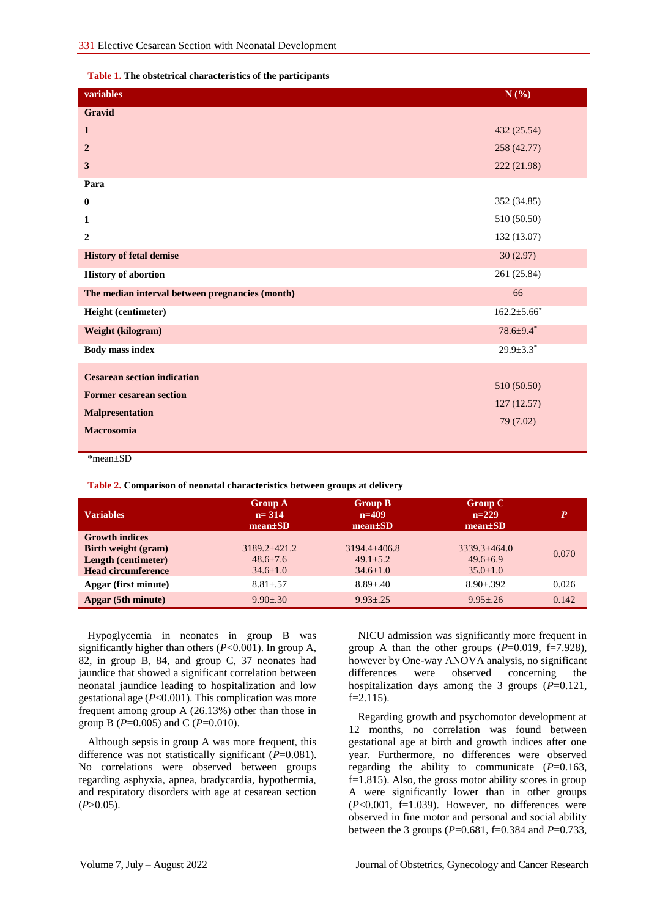**Table 1.** The obstetrical characteristics of the participants

| variables | N (%) |
|---|---|
| **Gravid** | |
| **1** | 432 (25.54) |
| **2** | 258 (42.77) |
| **3** | 222 (21.98) |
| **Para** | |
| **0** | 352 (34.85) |
| **1** | 510 (50.50) |
| **2** | 132 (13.07) |
| **History of fetal demise** | 30 (2.97) |
| **History of abortion** | 261 (25.84) |
| **The median interval between pregnancies (month)** | 66 |
| **Height (centimeter)** | 162.2±5.66* |
| **Weight (kilogram)** | 78.6±9.4* |
| **Body mass index** | 29.9±3.3* |
| **Cesarean section indication** | |
| **Former cesarean section** | 510 (50.50) |
| **Malpresentation** | 127 (12.57) |
| **Macrosomia** | 79 (7.02) |

*mean±SD

**Table 2.** Comparison of neonatal characteristics between groups at delivery

| Variables | Group A n= 314 mean±SD | Group B n=409 mean±SD | Group C n=229 mean±SD | *P* |
|---|---|---|---|---|
| **Growth indices** | | | | |
| **Birth weight (gram)** | 3189.2±421.2 | 3194.4±406.8 | 3339.3±464.0 | 0.070 |
| **Length (centimeter)** | 48.6±7.6 | 49.1±5.2 | 49.6±6.9 | |
| **Head circumference** | 34.6±1.0 | 34.6±1.0 | 35.0±1.0 | |
| **Apgar (first minute)** | 8.81±.57 | 8.89±.40 | 8.90±.392 | 0.026 |
| **Apgar (5th minute)** | 9.90±.30 | 9.93±.25 | 9.95±.26 | 0.142 |

Hypoglycemia in neonates in group B was significantly higher than others (*P*<0.001). In group A, 82, in group B, 84, and group C, 37 neonates had jaundice that showed a significant correlation between neonatal jaundice leading to hospitalization and low gestational age (*P*<0.001). This complication was more frequent among group A (26.13%) other than those in group B (*P*=0.005) and C (*P*=0.010).

Although sepsis in group A was more frequent, this difference was not statistically significant (*P*=0.081). No correlations were observed between groups regarding asphyxia, apnea, bradycardia, hypothermia, and respiratory disorders with age at cesarean section (*P*>0.05).

NICU admission was significantly more frequent in group A than the other groups (*P*=0.019, f=7.928), however by One-way ANOVA analysis, no significant differences were observed concerning the hospitalization days among the 3 groups (*P*=0.121, f=2.115).

Regarding growth and psychomotor development at 12 months, no correlation was found between gestational age at birth and growth indices after one year. Furthermore, no differences were observed regarding the ability to communicate (*P*=0.163, f=1.815). Also, the gross motor ability scores in group A were significantly lower than in other groups (*P*<0.001, f=1.039). However, no differences were observed in fine motor and personal and social ability between the 3 groups (*P*=0.681, f=0.384 and *P*=0.733,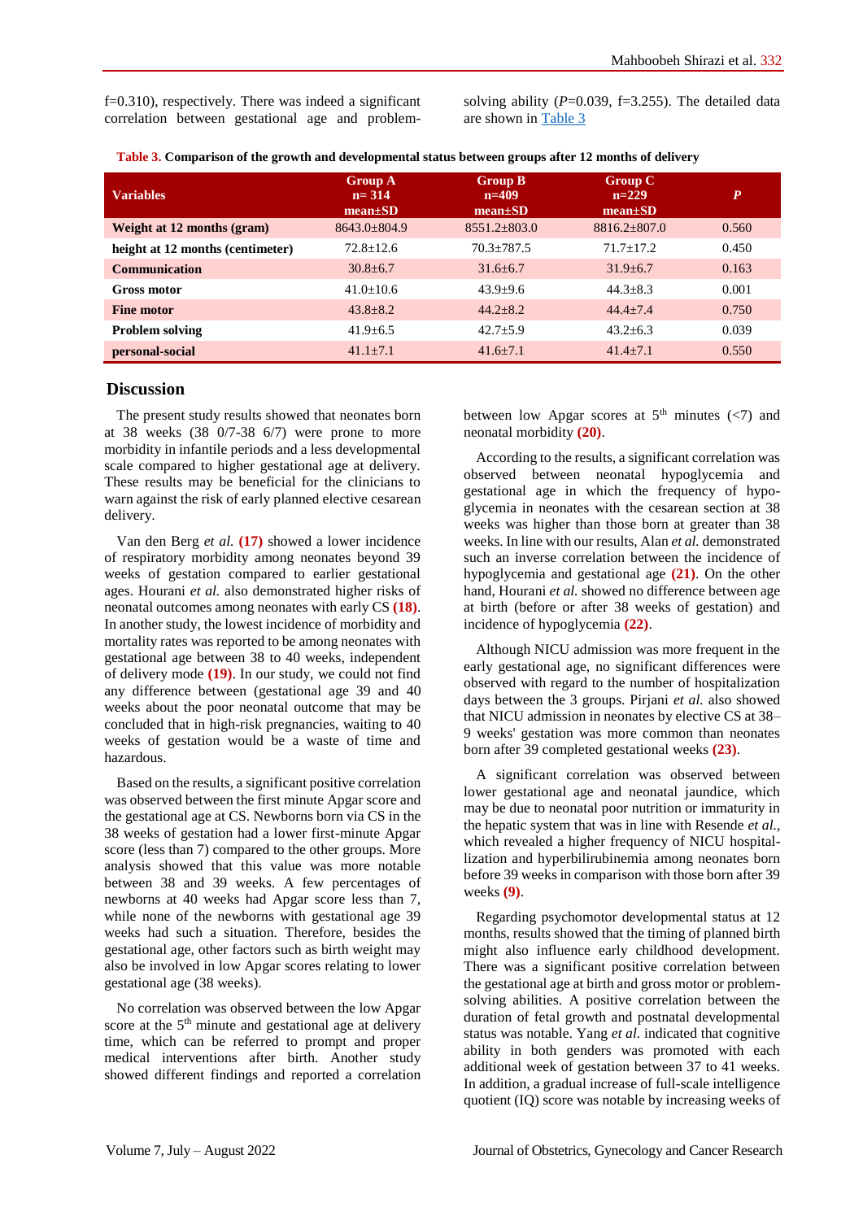f=0.310), respectively. There was indeed a significant correlation between gestational age and problem-solving ability (*P*=0.039, f=3.255). The detailed data are shown in Table 3

**Table 3. Comparison of the growth and developmental status between groups after 12 months of delivery**

| Variables | Group A n= 314 mean±SD | Group B n=409 mean±SD | Group C n=229 mean±SD | *P* |
|---|---|---|---|---|
| **Weight at 12 months (gram)** | 8643.0±804.9 | 8551.2±803.0 | 8816.2±807.0 | 0.560 |
| **height at 12 months (centimeter)** | 72.8±12.6 | 70.3±787.5 | 71.7±17.2 | 0.450 |
| **Communication** | 30.8±6.7 | 31.6±6.7 | 31.9±6.7 | 0.163 |
| **Gross motor** | 41.0±10.6 | 43.9±9.6 | 44.3±8.3 | 0.001 |
| **Fine motor** | 43.8±8.2 | 44.2±8.2 | 44.4±7.4 | 0.750 |
| **Problem solving** | 41.9±6.5 | 42.7±5.9 | 43.2±6.3 | 0.039 |
| **personal-social** | 41.1±7.1 | 41.6±7.1 | 41.4±7.1 | 0.550 |

## Discussion

The present study results showed that neonates born at 38 weeks (38 0/7-38 6/7) were prone to more morbidity in infantile periods and a less developmental scale compared to higher gestational age at delivery. These results may be beneficial for the clinicians to warn against the risk of early planned elective cesarean delivery.

Van den Berg *et al.* **(17)** showed a lower incidence of respiratory morbidity among neonates beyond 39 weeks of gestation compared to earlier gestational ages. Hourani *et al.* also demonstrated higher risks of neonatal outcomes among neonates with early CS **(18)**. In another study, the lowest incidence of morbidity and mortality rates was reported to be among neonates with gestational age between 38 to 40 weeks, independent of delivery mode **(19)**. In our study, we could not find any difference between (gestational age 39 and 40 weeks about the poor neonatal outcome that may be concluded that in high-risk pregnancies, waiting to 40 weeks of gestation would be a waste of time and hazardous.

Based on the results, a significant positive correlation was observed between the first minute Apgar score and the gestational age at CS. Newborns born via CS in the 38 weeks of gestation had a lower first-minute Apgar score (less than 7) compared to the other groups. More analysis showed that this value was more notable between 38 and 39 weeks. A few percentages of newborns at 40 weeks had Apgar score less than 7, while none of the newborns with gestational age 39 weeks had such a situation. Therefore, besides the gestational age, other factors such as birth weight may also be involved in low Apgar scores relating to lower gestational age (38 weeks).

No correlation was observed between the low Apgar score at the 5th minute and gestational age at delivery time, which can be referred to prompt and proper medical interventions after birth. Another study showed different findings and reported a correlation between low Apgar scores at 5th minutes (<7) and neonatal morbidity **(20)**.

According to the results, a significant correlation was observed between neonatal hypoglycemia and gestational age in which the frequency of hypoglycemia in neonates with the cesarean section at 38 weeks was higher than those born at greater than 38 weeks. In line with our results, Alan *et al.* demonstrated such an inverse correlation between the incidence of hypoglycemia and gestational age **(21)**. On the other hand, Hourani *et al.* showed no difference between age at birth (before or after 38 weeks of gestation) and incidence of hypoglycemia **(22)**.

Although NICU admission was more frequent in the early gestational age, no significant differences were observed with regard to the number of hospitalization days between the 3 groups. Pirjani *et al.* also showed that NICU admission in neonates by elective CS at 38–9 weeks' gestation was more common than neonates born after 39 completed gestational weeks **(23)**.

A significant correlation was observed between lower gestational age and neonatal jaundice, which may be due to neonatal poor nutrition or immaturity in the hepatic system that was in line with Resende *et al.*, which revealed a higher frequency of NICU hospital-lization and hyperbilirubinemia among neonates born before 39 weeks in comparison with those born after 39 weeks **(9)**.

Regarding psychomotor developmental status at 12 months, results showed that the timing of planned birth might also influence early childhood development. There was a significant positive correlation between the gestational age at birth and gross motor or problem-solving abilities. A positive correlation between the duration of fetal growth and postnatal developmental status was notable. Yang *et al.* indicated that cognitive ability in both genders was promoted with each additional week of gestation between 37 to 41 weeks. In addition, a gradual increase of full-scale intelligence quotient (IQ) score was notable by increasing weeks of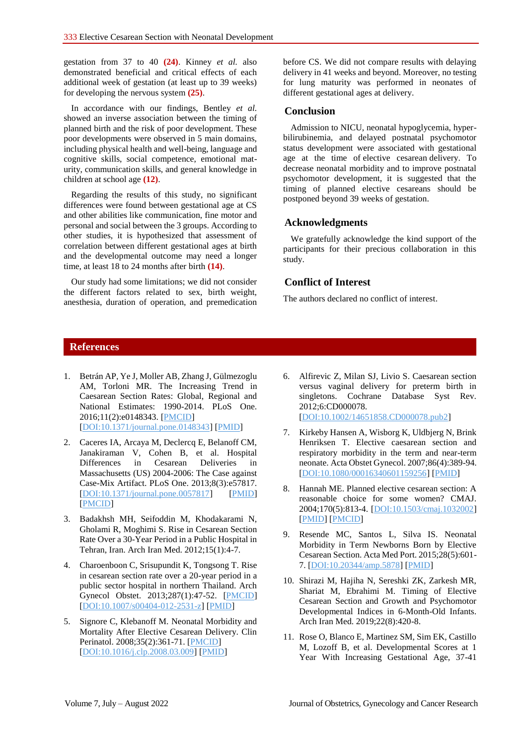gestation from 37 to 40 **(24)**. Kinney *et al.* also demonstrated beneficial and critical effects of each additional week of gestation (at least up to 39 weeks) for developing the nervous system **(25)**.

In accordance with our findings, Bentley *et al.* showed an inverse association between the timing of planned birth and the risk of poor development. These poor developments were observed in 5 main domains, including physical health and well-being, language and cognitive skills, social competence, emotional maturity, communication skills, and general knowledge in children at school age **(12)**.

Regarding the results of this study, no significant differences were found between gestational age at CS and other abilities like communication, fine motor and personal and social between the 3 groups. According to other studies, it is hypothesized that assessment of correlation between different gestational ages at birth and the developmental outcome may need a longer time, at least 18 to 24 months after birth **(14)**.

Our study had some limitations; we did not consider the different factors related to sex, birth weight, anesthesia, duration of operation, and premedication before CS. We did not compare results with delaying delivery in 41 weeks and beyond. Moreover, no testing for lung maturity was performed in neonates of different gestational ages at delivery.

## Conclusion

Admission to NICU, neonatal hypoglycemia, hyper-bilirubinemia, and delayed postnatal psychomotor status development were associated with gestational age at the time of elective cesarean delivery. To decrease neonatal morbidity and to improve postnatal psychomotor development, it is suggested that the timing of planned elective cesareans should be postponed beyond 39 weeks of gestation.

## Acknowledgments

We gratefully acknowledge the kind support of the participants for their precious collaboration in this study.

## Conflict of Interest

The authors declared no conflict of interest.

## References

1. Betrán AP, Ye J, Moller AB, Zhang J, Gülmezoglu AM, Torloni MR. The Increasing Trend in Caesarean Section Rates: Global, Regional and National Estimates: 1990-2014. PLoS One. 2016;11(2):e0148343. [PMCID] [DOI:10.1371/journal.pone.0148343] [PMID]
2. Caceres IA, Arcaya M, Declercq E, Belanoff CM, Janakiraman V, Cohen B, et al. Hospital Differences in Cesarean Deliveries in Massachusetts (US) 2004-2006: The Case against Case-Mix Artifact. PLoS One. 2013;8(3):e57817. [DOI:10.1371/journal.pone.0057817] [PMID] [PMCID]
3. Badakhsh MH, Seifoddin M, Khodakarami N, Gholami R, Moghimi S. Rise in Cesarean Section Rate Over a 30-Year Period in a Public Hospital in Tehran, Iran. Arch Iran Med. 2012;15(1):4-7.
4. Charoenboon C, Srisupundit K, Tongsong T. Rise in cesarean section rate over a 20-year period in a public sector hospital in northern Thailand. Arch Gynecol Obstet. 2013;287(1):47-52. [PMCID] [DOI:10.1007/s00404-012-2531-z] [PMID]
5. Signore C, Klebanoff M. Neonatal Morbidity and Mortality After Elective Cesarean Delivery. Clin Perinatol. 2008;35(2):361-71. [PMCID] [DOI:10.1016/j.clp.2008.03.009] [PMID]
6. Alfirevic Z, Milan SJ, Livio S. Caesarean section versus vaginal delivery for preterm birth in singletons. Cochrane Database Syst Rev. 2012;6:CD000078. [DOI:10.1002/14651858.CD000078.pub2]
7. Kirkeby Hansen A, Wisborg K, Uldbjerg N, Brink Henriksen T. Elective caesarean section and respiratory morbidity in the term and near-term neonate. Acta Obstet Gynecol. 2007;86(4):389-94. [DOI:10.1080/00016340601159256] [PMID]
8. Hannah ME. Planned elective cesarean section: A reasonable choice for some women? CMAJ. 2004;170(5):813-4. [DOI:10.1503/cmaj.1032002] [PMID] [PMCID]
9. Resende MC, Santos L, Silva IS. Neonatal Morbidity in Term Newborns Born by Elective Cesarean Section. Acta Med Port. 2015;28(5):601-7. [DOI:10.20344/amp.5878] [PMID]
10. Shirazi M, Hajiha N, Sereshki ZK, Zarkesh MR, Shariat M, Ebrahimi M. Timing of Elective Cesarean Section and Growth and Psychomotor Developmental Indices in 6-Month-Old Infants. Arch Iran Med. 2019;22(8):420-8.
11. Rose O, Blanco E, Martinez SM, Sim EK, Castillo M, Lozoff B, et al. Developmental Scores at 1 Year With Increasing Gestational Age, 37-41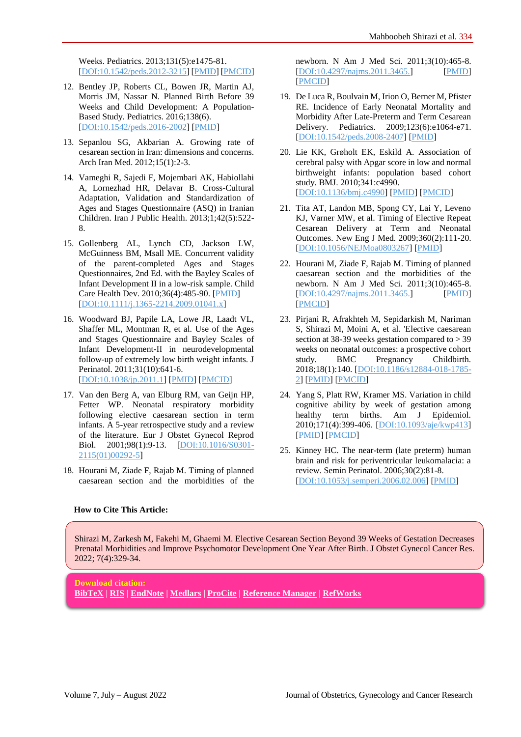Weeks. Pediatrics. 2013;131(5):e1475-81. [DOI:10.1542/peds.2012-3215] [PMID] [PMCID]

12. Bentley JP, Roberts CL, Bowen JR, Martin AJ, Morris JM, Nassar N. Planned Birth Before 39 Weeks and Child Development: A Population-Based Study. Pediatrics. 2016;138(6). [DOI:10.1542/peds.2016-2002] [PMID]

13. Sepanlou SG, Akbarian A. Growing rate of cesarean section in Iran: dimensions and concerns. Arch Iran Med. 2012;15(1):2-3.

14. Vameghi R, Sajedi F, Mojembari AK, Habiollahi A, Lornezhad HR, Delavar B. Cross-Cultural Adaptation, Validation and Standardization of Ages and Stages Questionnaire (ASQ) in Iranian Children. Iran J Public Health. 2013;1;42(5):522-8.

15. Gollenberg AL, Lynch CD, Jackson LW, McGuinness BM, Msall ME. Concurrent validity of the parent-completed Ages and Stages Questionnaires, 2nd Ed. with the Bayley Scales of Infant Development II in a low-risk sample. Child Care Health Dev. 2010;36(4):485-90. [PMID] [DOI:10.1111/j.1365-2214.2009.01041.x]

16. Woodward BJ, Papile LA, Lowe JR, Laadt VL, Shaffer ML, Montman R, et al. Use of the Ages and Stages Questionnaire and Bayley Scales of Infant Development-II in neurodevelopmental follow-up of extremely low birth weight infants. J Perinatol. 2011;31(10):641-6. [DOI:10.1038/jp.2011.1] [PMID] [PMCID]

17. Van den Berg A, van Elburg RM, van Geijn HP, Fetter WP. Neonatal respiratory morbidity following elective caesarean section in term infants. A 5-year retrospective study and a review of the literature. Eur J Obstet Gynecol Reprod Biol. 2001;98(1):9-13. [DOI:10.1016/S0301-2115(01)00292-5]

18. Hourani M, Ziade F, Rajab M. Timing of planned caesarean section and the morbidities of the newborn. N Am J Med Sci. 2011;3(10):465-8. [DOI:10.4297/najms.2011.3465.] [PMID] [PMCID]

19. De Luca R, Boulvain M, Irion O, Berner M, Pfister RE. Incidence of Early Neonatal Mortality and Morbidity After Late-Preterm and Term Cesarean Delivery. Pediatrics. 2009;123(6):e1064-e71. [DOI:10.1542/peds.2008-2407] [PMID]

20. Lie KK, Grøholt EK, Eskild A. Association of cerebral palsy with Apgar score in low and normal birthweight infants: population based cohort study. BMJ. 2010;341:c4990. [DOI:10.1136/bmj.c4990] [PMID] [PMCID]

21. Tita AT, Landon MB, Spong CY, Lai Y, Leveno KJ, Varner MW, et al. Timing of Elective Repeat Cesarean Delivery at Term and Neonatal Outcomes. New Eng J Med. 2009;360(2):111-20. [DOI:10.1056/NEJMoa0803267] [PMID]

22. Hourani M, Ziade F, Rajab M. Timing of planned caesarean section and the morbidities of the newborn. N Am J Med Sci. 2011;3(10):465-8. [DOI:10.4297/najms.2011.3465.] [PMID] [PMCID]

23. Pirjani R, Afrakhteh M, Sepidarkish M, Nariman S, Shirazi M, Moini A, et al. 'Elective caesarean section at 38-39 weeks gestation compared to > 39 weeks on neonatal outcomes: a prospective cohort study. BMC Pregnancy Childbirth. 2018;18(1):140. [DOI:10.1186/s12884-018-1785-2] [PMID] [PMCID]

24. Yang S, Platt RW, Kramer MS. Variation in child cognitive ability by week of gestation among healthy term births. Am J Epidemiol. 2010;171(4):399-406. [DOI:10.1093/aje/kwp413] [PMID] [PMCID]

25. Kinney HC. The near-term (late preterm) human brain and risk for periventricular leukomalacia: a review. Semin Perinatol. 2006;30(2):81-8. [DOI:10.1053/j.semperi.2006.02.006] [PMID]

**How to Cite This Article:**

Shirazi M, Zarkesh M, Fakehi M, Ghaemi M. Elective Cesarean Section Beyond 39 Weeks of Gestation Decreases Prenatal Morbidities and Improve Psychomotor Development One Year After Birth. J Obstet Gynecol Cancer Res. 2022; 7(4):329-34.

**Download citation:**
**BibTeX | RIS | EndNote | Medlars | ProCite | Reference Manager | RefWorks**